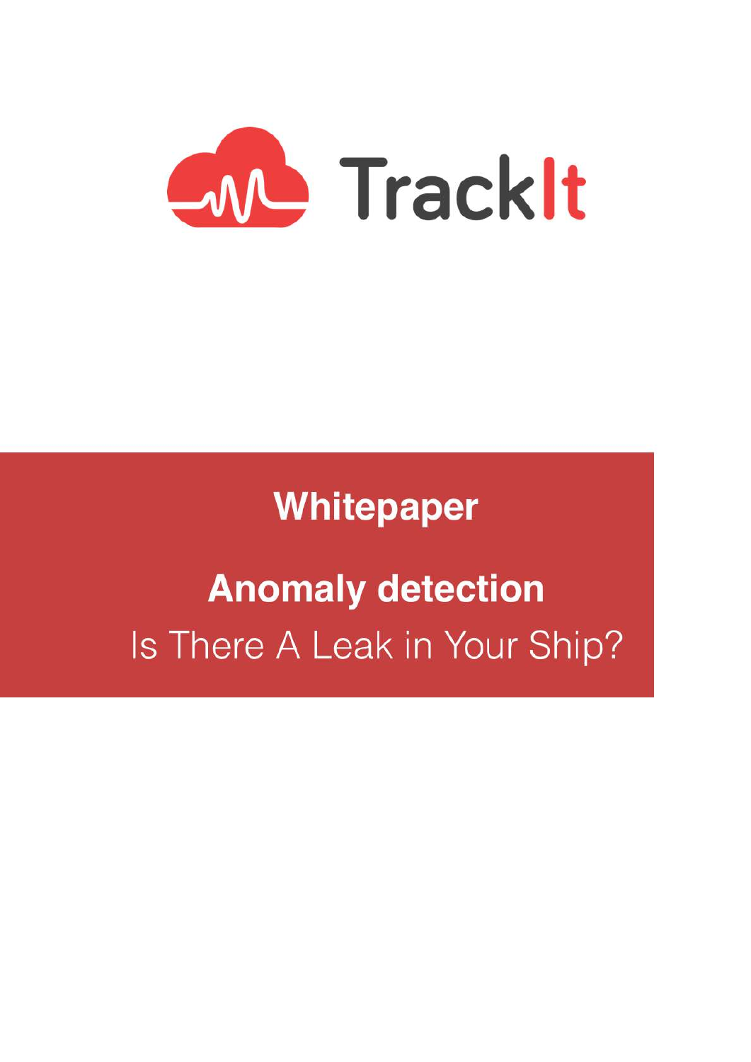TrackIt

# Whitepaper

## Anomaly detection

Is There A Leak in Your Ship?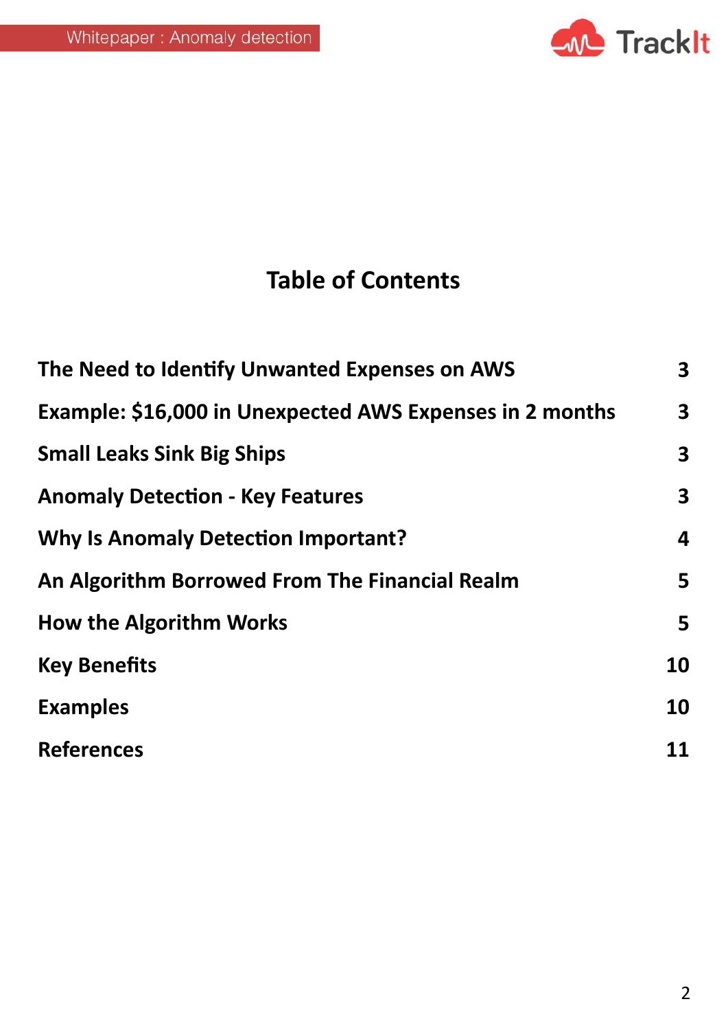# Table of Contents

| | |
|---|---|
| The Need to Identify Unwanted Expenses on AWS | 3 |
| Example: $16,000 in Unexpected AWS Expenses in 2 months | 3 |
| Small Leaks Sink Big Ships | 3 |
| Anomaly Detection - Key Features | 3 |
| Why Is Anomaly Detection Important? | 4 |
| An Algorithm Borrowed From The Financial Realm | 5 |
| How the Algorithm Works | 5 |
| Key Benefits | 10 |
| Examples | 10 |
| References | 11 |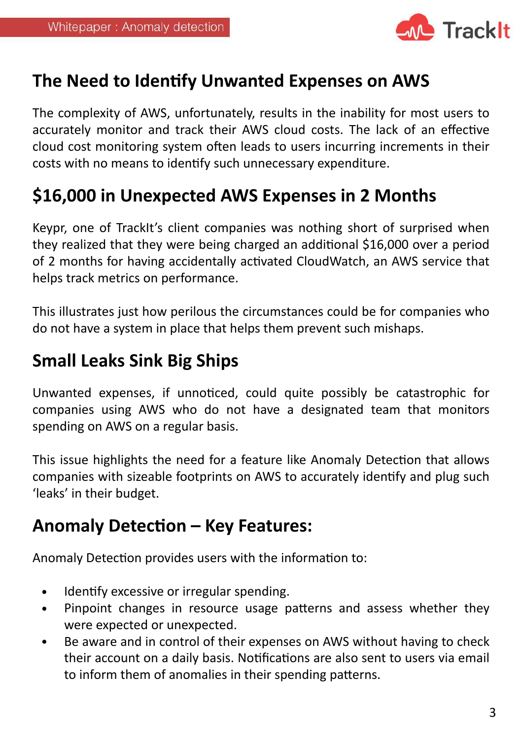## The Need to Identify Unwanted Expenses on AWS

The complexity of AWS, unfortunately, results in the inability for most users to accurately monitor and track their AWS cloud costs. The lack of an effective cloud cost monitoring system often leads to users incurring increments in their costs with no means to identify such unnecessary expenditure.

## $16,000 in Unexpected AWS Expenses in 2 Months

Keypr, one of TrackIt's client companies was nothing short of surprised when they realized that they were being charged an additional $16,000 over a period of 2 months for having accidentally activated CloudWatch, an AWS service that helps track metrics on performance.

This illustrates just how perilous the circumstances could be for companies who do not have a system in place that helps them prevent such mishaps.

## Small Leaks Sink Big Ships

Unwanted expenses, if unnoticed, could quite possibly be catastrophic for companies using AWS who do not have a designated team that monitors spending on AWS on a regular basis.

This issue highlights the need for a feature like Anomaly Detection that allows companies with sizeable footprints on AWS to accurately identify and plug such 'leaks' in their budget.

## Anomaly Detection – Key Features:

Anomaly Detection provides users with the information to:

- Identify excessive or irregular spending.
- Pinpoint changes in resource usage patterns and assess whether they were expected or unexpected.
- Be aware and in control of their expenses on AWS without having to check their account on a daily basis. Notifications are also sent to users via email to inform them of anomalies in their spending patterns.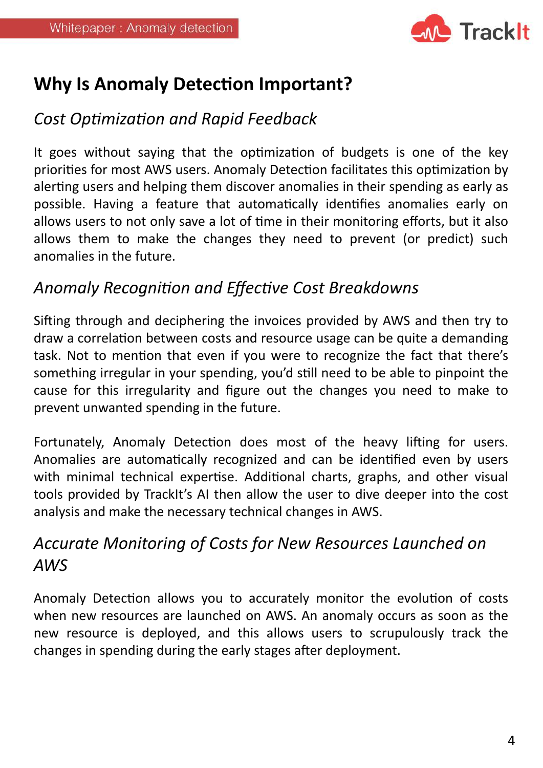# Why Is Anomaly Detection Important?

## *Cost Optimization and Rapid Feedback*

It goes without saying that the optimization of budgets is one of the key priorities for most AWS users. Anomaly Detection facilitates this optimization by alerting users and helping them discover anomalies in their spending as early as possible. Having a feature that automatically identifies anomalies early on allows users to not only save a lot of time in their monitoring efforts, but it also allows them to make the changes they need to prevent (or predict) such anomalies in the future.

## *Anomaly Recognition and Effective Cost Breakdowns*

Sifting through and deciphering the invoices provided by AWS and then try to draw a correlation between costs and resource usage can be quite a demanding task. Not to mention that even if you were to recognize the fact that there's something irregular in your spending, you'd still need to be able to pinpoint the cause for this irregularity and figure out the changes you need to make to prevent unwanted spending in the future.

Fortunately, Anomaly Detection does most of the heavy lifting for users. Anomalies are automatically recognized and can be identified even by users with minimal technical expertise. Additional charts, graphs, and other visual tools provided by TrackIt's AI then allow the user to dive deeper into the cost analysis and make the necessary technical changes in AWS.

## *Accurate Monitoring of Costs for New Resources Launched on AWS*

Anomaly Detection allows you to accurately monitor the evolution of costs when new resources are launched on AWS. An anomaly occurs as soon as the new resource is deployed, and this allows users to scrupulously track the changes in spending during the early stages after deployment.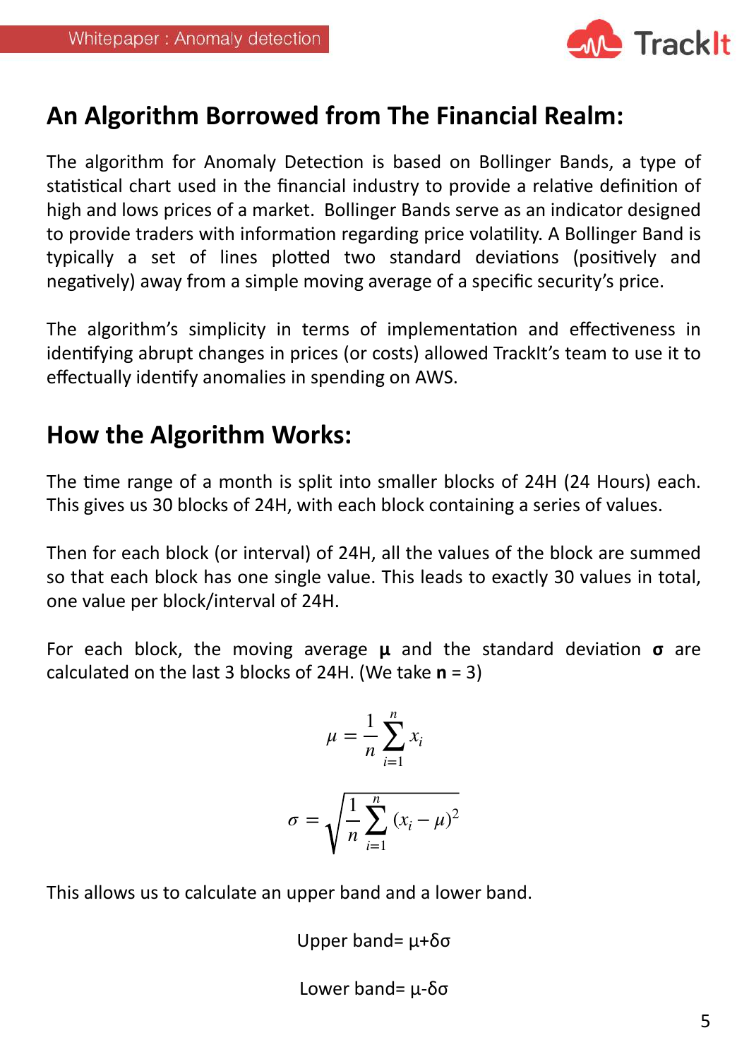## An Algorithm Borrowed from The Financial Realm:

The algorithm for Anomaly Detection is based on Bollinger Bands, a type of statistical chart used in the financial industry to provide a relative definition of high and lows prices of a market. Bollinger Bands serve as an indicator designed to provide traders with information regarding price volatility. A Bollinger Band is typically a set of lines plotted two standard deviations (positively and negatively) away from a simple moving average of a specific security's price.

The algorithm's simplicity in terms of implementation and effectiveness in identifying abrupt changes in prices (or costs) allowed TrackIt's team to use it to effectually identify anomalies in spending on AWS.

## How the Algorithm Works:

The time range of a month is split into smaller blocks of 24H (24 Hours) each. This gives us 30 blocks of 24H, with each block containing a series of values.

Then for each block (or interval) of 24H, all the values of the block are summed so that each block has one single value. This leads to exactly 30 values in total, one value per block/interval of 24H.

For each block, the moving average **$\mu$** and the standard deviation **$\sigma$** are calculated on the last 3 blocks of 24H. (We take **n** = 3)

$$\mu = \frac{1}{n}\sum_{i=1}^{n} x_i$$

$$\sigma = \sqrt{\frac{1}{n}\sum_{i=1}^{n}(x_i - \mu)^2}$$

This allows us to calculate an upper band and a lower band.

Upper band= $\mu+\delta\sigma$

Lower band= $\mu-\delta\sigma$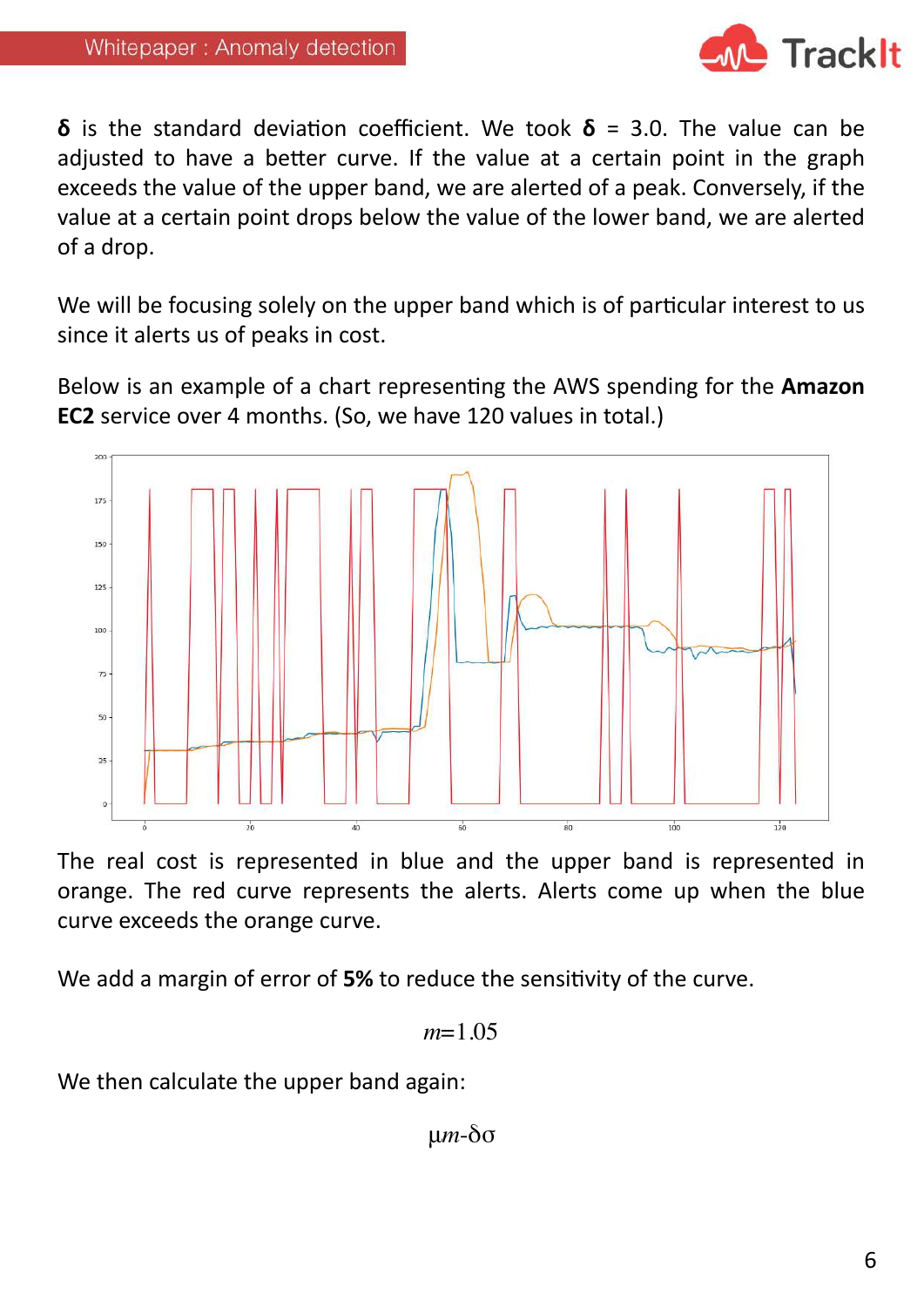**δ** is the standard deviation coefficient. We took **δ** = 3.0. The value can be adjusted to have a better curve. If the value at a certain point in the graph exceeds the value of the upper band, we are alerted of a peak. Conversely, if the value at a certain point drops below the value of the lower band, we are alerted of a drop.

We will be focusing solely on the upper band which is of particular interest to us since it alerts us of peaks in cost.

Below is an example of a chart representing the AWS spending for the **Amazon EC2** service over 4 months. (So, we have 120 values in total.)

The real cost is represented in blue and the upper band is represented in orange. The red curve represents the alerts. Alerts come up when the blue curve exceeds the orange curve.

We add a margin of error of **5%** to reduce the sensitivity of the curve.

$$m=1.05$$

We then calculate the upper band again:

$$\mu m\text{-}\delta\sigma$$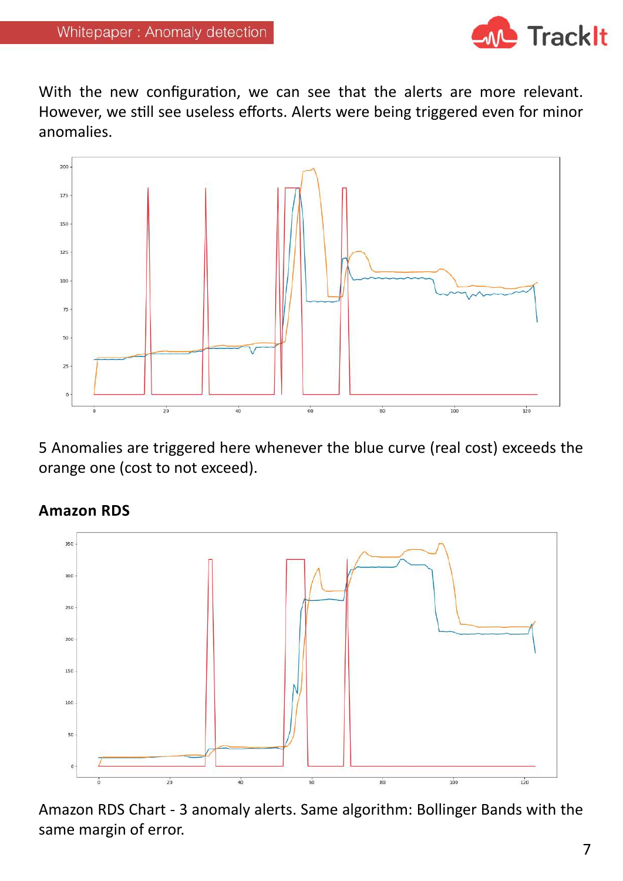With the new configuration, we can see that the alerts are more relevant. However, we still see useless efforts. Alerts were being triggered even for minor anomalies.

5 Anomalies are triggered here whenever the blue curve (real cost) exceeds the orange one (cost to not exceed).

**Amazon RDS**

Amazon RDS Chart - 3 anomaly alerts. Same algorithm: Bollinger Bands with the same margin of error.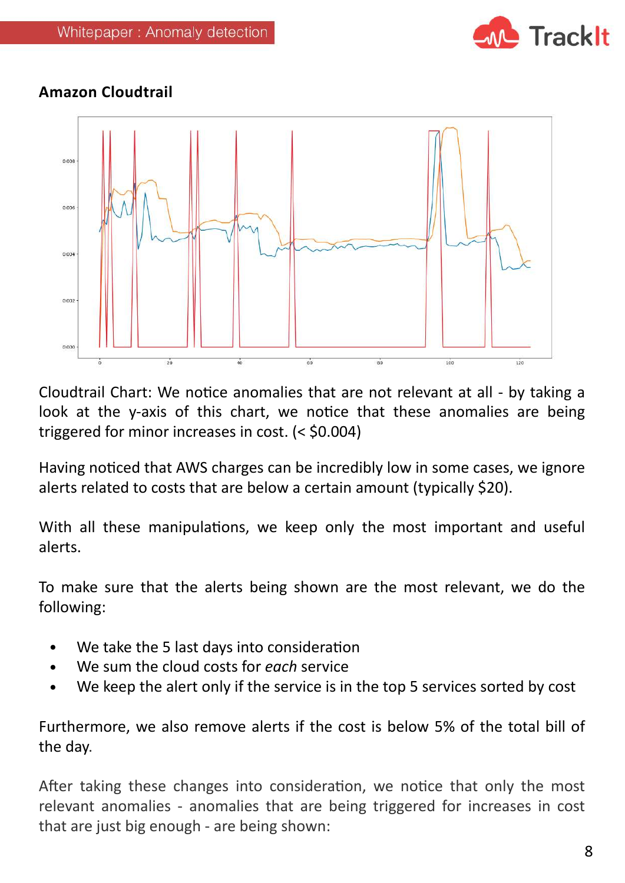**Amazon Cloudtrail**

Cloudtrail Chart: We notice anomalies that are not relevant at all - by taking a look at the y-axis of this chart, we notice that these anomalies are being triggered for minor increases in cost. (< $0.004)

Having noticed that AWS charges can be incredibly low in some cases, we ignore alerts related to costs that are below a certain amount (typically $20).

With all these manipulations, we keep only the most important and useful alerts.

To make sure that the alerts being shown are the most relevant, we do the following:

- We take the 5 last days into consideration
- We sum the cloud costs for *each* service
- We keep the alert only if the service is in the top 5 services sorted by cost

Furthermore, we also remove alerts if the cost is below 5% of the total bill of the day.

After taking these changes into consideration, we notice that only the most relevant anomalies - anomalies that are being triggered for increases in cost that are just big enough - are being shown: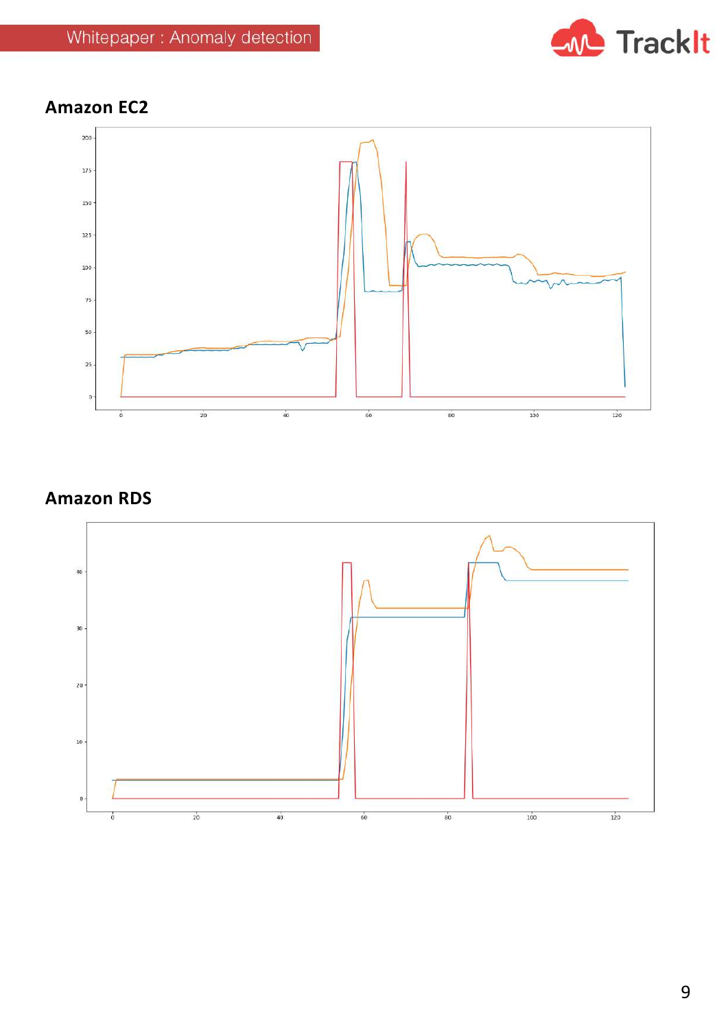## Amazon EC2

## Amazon RDS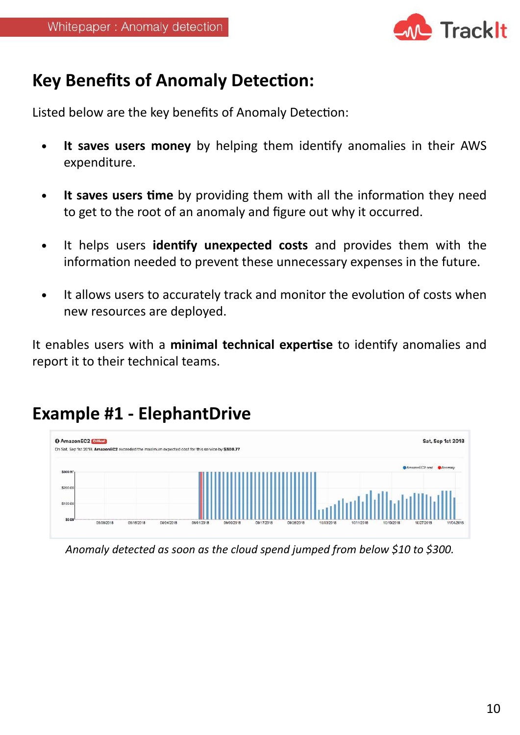## Key Benefits of Anomaly Detection:

Listed below are the key benefits of Anomaly Detection:

- **It saves users money** by helping them identify anomalies in their AWS expenditure.
- **It saves users time** by providing them with all the information they need to get to the root of an anomaly and figure out why it occurred.
- It helps users **identify unexpected costs** and provides them with the information needed to prevent these unnecessary expenses in the future.
- It allows users to accurately track and monitor the evolution of costs when new resources are deployed.

It enables users with a **minimal technical expertise** to identify anomalies and report it to their technical teams.

## Example #1 - ElephantDrive

*Anomaly detected as soon as the cloud spend jumped from below $10 to $300.*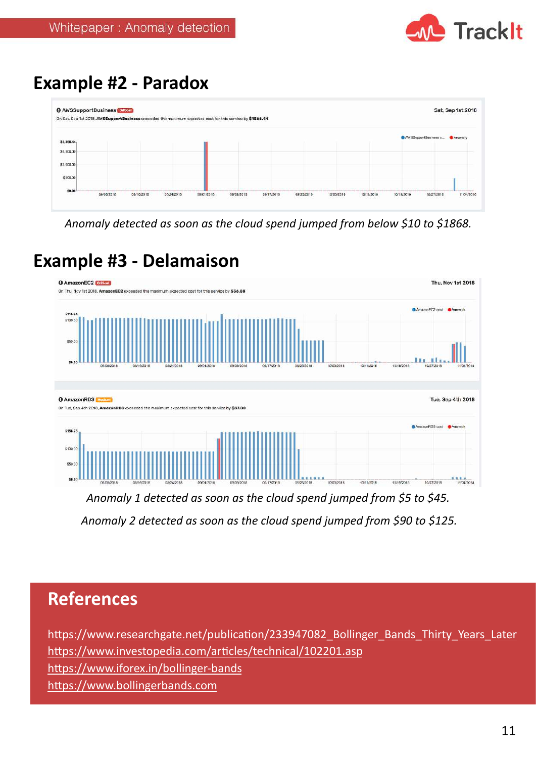## Example #2 - Paradox

AWSSupportBusiness Critical

Sat, Sep 1st 2018

On Sat, Sep 1st 2018, AWSSupportBusiness exceeded the maximum expected cost for this service by $1866.44

AWSSupportBusiness c... Anomaly

$1,868.44
$1,500.00
$1,000.00
$500.00
$0.00

08/08/2018 08/16/2018 08/24/2018 09/01/2018 09/09/2018 09/17/2018 09/25/2018 10/03/2018 10/11/2018 10/19/2018 10/27/2018 11/04/2018

*Anomaly detected as soon as the cloud spend jumped from below $10 to $1868.*

## Example #3 - Delamaison

AmazonEC2 Critical

Thu, Nov 1st 2018

On Thu, Nov 1st 2018, AmazonEC2 exceeded the maximum expected cost for this service by $36.88

AmazonEC2 cost Anomaly

$115.64
$100.00
$50.00
$0.00

08/08/2018 08/16/2018 08/24/2018 09/01/2018 09/09/2018 09/17/2018 09/25/2018 10/03/2018 10/11/2018 10/19/2018 10/27/2018 11/04/2018

AmazonRDS Medium

Tue, Sep 4th 2018

On Tue, Sep 4th 2018, AmazonRDS exceeded the maximum expected cost for this service by $37.90

AmazonRDS cost Anomaly

$158.23
$100.00
$50.00
$0.00

08/08/2018 08/16/2018 08/24/2018 09/01/2018 09/09/2018 09/17/2018 09/25/2018 10/03/2018 10/11/2018 10/19/2018 10/27/2018 11/04/2018

*Anomaly 1 detected as soon as the cloud spend jumped from $5 to $45.*

*Anomaly 2 detected as soon as the cloud spend jumped from $90 to $125.*

## References

https://www.researchgate.net/publication/233947082_Bollinger_Bands_Thirty_Years_Later
https://www.investopedia.com/articles/technical/102201.asp
https://www.iforex.in/bollinger-bands
https://www.bollingerbands.com